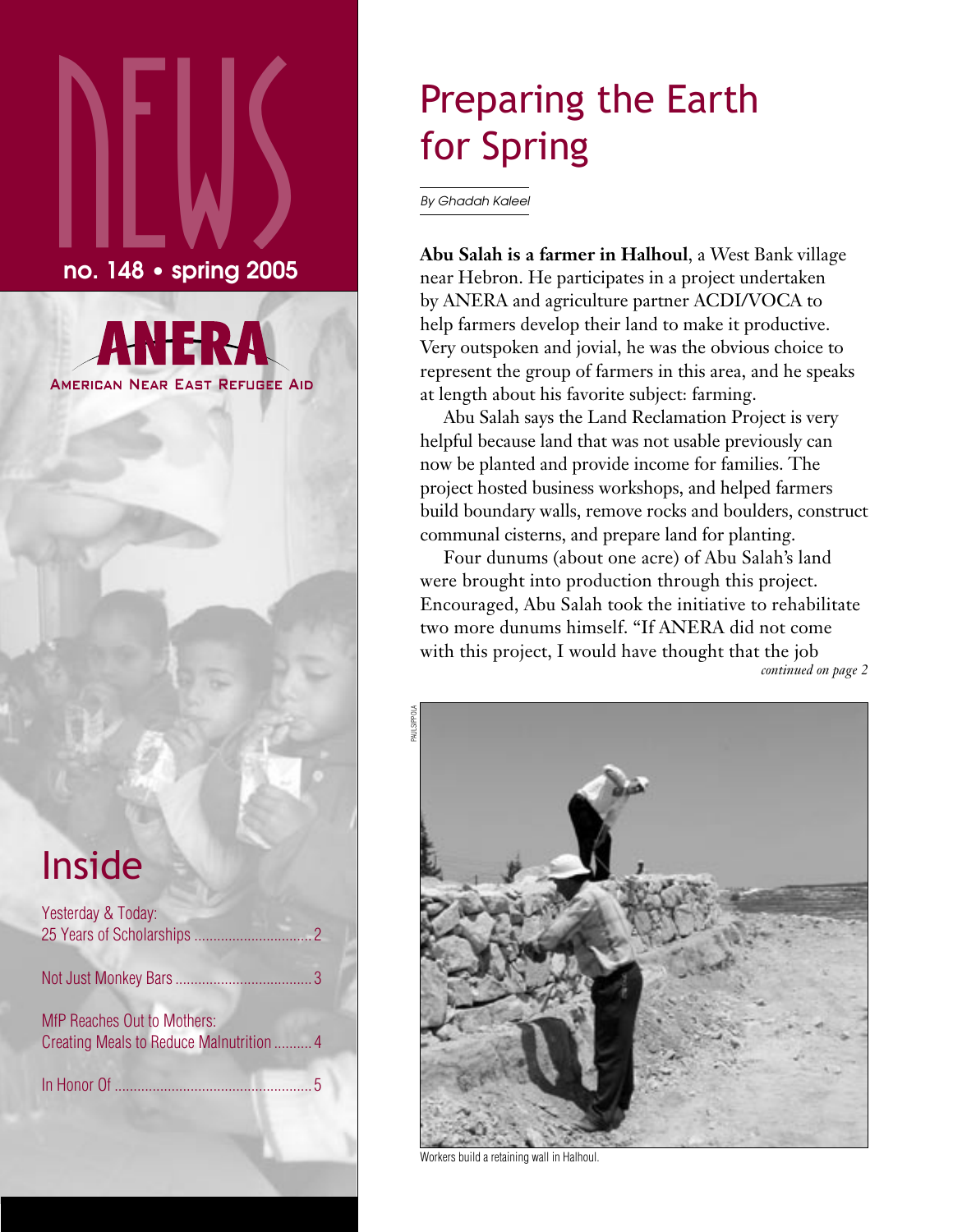# NEWS

**no. 148 • spring 2005**

**ANERA**

AMERICAN NEAR EAST REFUGEE AID

## Inside

Yesterday & Today:
25 Years of Scholarships .............................. 2

Not Just Monkey Bars .................................... 3

MfP Reaches Out to Mothers:
Creating Meals to Reduce Malnutrition .......... 4

In Honor Of .................................................... 5

# Preparing the Earth for Spring

*By Ghadah Kaleel*

**Abu Salah is a farmer in Halhoul**, a West Bank village near Hebron. He participates in a project undertaken by ANERA and agriculture partner ACDI/VOCA to help farmers develop their land to make it productive. Very outspoken and jovial, he was the obvious choice to represent the group of farmers in this area, and he speaks at length about his favorite subject: farming.

Abu Salah says the Land Reclamation Project is very helpful because land that was not usable previously can now be planted and provide income for families. The project hosted business workshops, and helped farmers build boundary walls, remove rocks and boulders, construct communal cisterns, and prepare land for planting.

Four dunums (about one acre) of Abu Salah's land were brought into production through this project. Encouraged, Abu Salah took the initiative to rehabilitate two more dunums himself. "If ANERA did not come with this project, I would have thought that the job

*continued on page 2*

PAUL SIPPOLA

Workers build a retaining wall in Halhoul.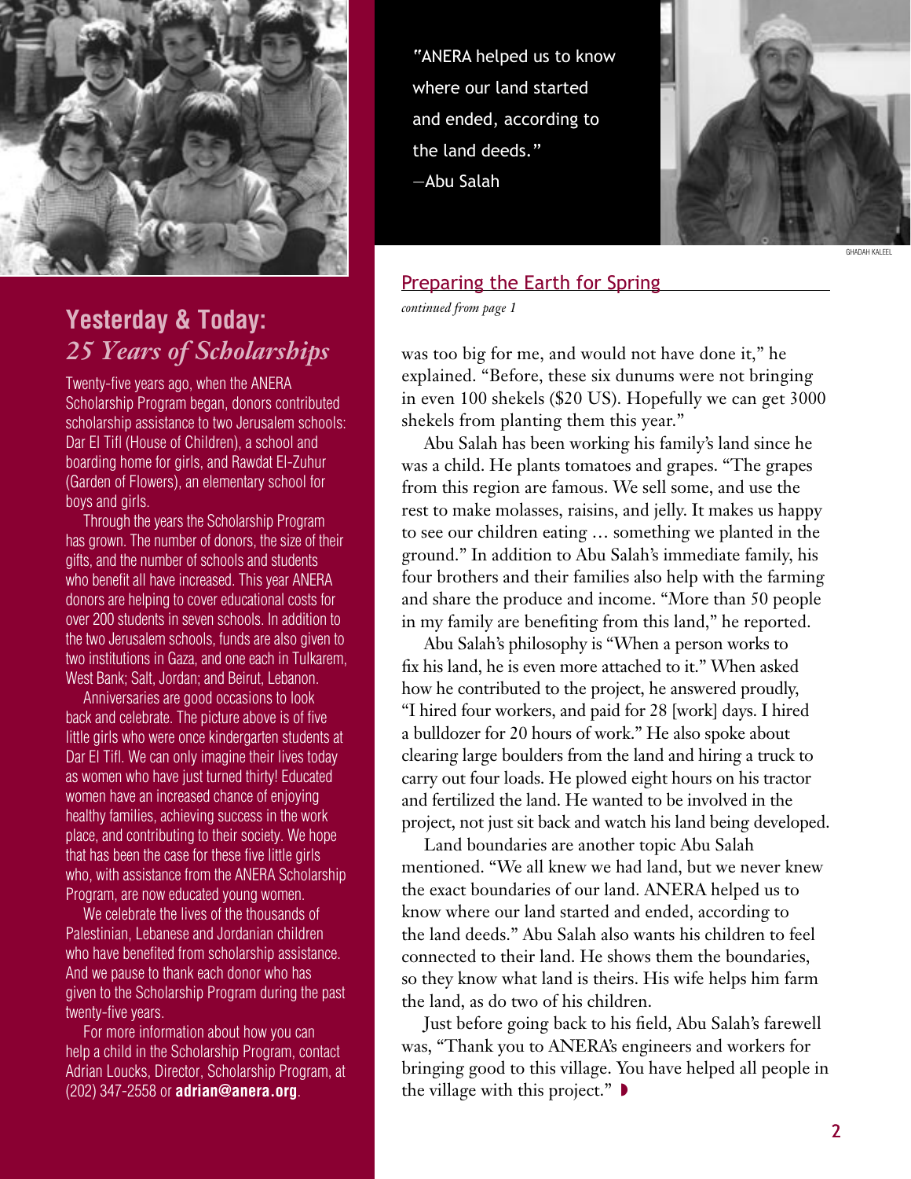## Yesterday & Today: *25 Years of Scholarships*

Twenty-five years ago, when the ANERA Scholarship Program began, donors contributed scholarship assistance to two Jerusalem schools: Dar El Tifl (House of Children), a school and boarding home for girls, and Rawdat El-Zuhur (Garden of Flowers), an elementary school for boys and girls.

Through the years the Scholarship Program has grown. The number of donors, the size of their gifts, and the number of schools and students who benefit all have increased. This year ANERA donors are helping to cover educational costs for over 200 students in seven schools. In addition to the two Jerusalem schools, funds are also given to two institutions in Gaza, and one each in Tulkarem, West Bank; Salt, Jordan; and Beirut, Lebanon.

Anniversaries are good occasions to look back and celebrate. The picture above is of five little girls who were once kindergarten students at Dar El Tifl. We can only imagine their lives today as women who have just turned thirty! Educated women have an increased chance of enjoying healthy families, achieving success in the work place, and contributing to their society. We hope that has been the case for these five little girls who, with assistance from the ANERA Scholarship Program, are now educated young women.

We celebrate the lives of the thousands of Palestinian, Lebanese and Jordanian children who have benefited from scholarship assistance. And we pause to thank each donor who has given to the Scholarship Program during the past twenty-five years.

For more information about how you can help a child in the Scholarship Program, contact Adrian Loucks, Director, Scholarship Program, at (202) 347-2558 or **adrian@anera.org**.

"ANERA helped us to know where our land started and ended, according to the land deeds."
—Abu Salah

GHADAH KALEEL

## Preparing the Earth for Spring

*continued from page 1*

was too big for me, and would not have done it," he explained. "Before, these six dunums were not bringing in even 100 shekels ($20 US). Hopefully we can get 3000 shekels from planting them this year."

Abu Salah has been working his family's land since he was a child. He plants tomatoes and grapes. "The grapes from this region are famous. We sell some, and use the rest to make molasses, raisins, and jelly. It makes us happy to see our children eating … something we planted in the ground." In addition to Abu Salah's immediate family, his four brothers and their families also help with the farming and share the produce and income. "More than 50 people in my family are benefiting from this land," he reported.

Abu Salah's philosophy is "When a person works to fix his land, he is even more attached to it." When asked how he contributed to the project, he answered proudly, "I hired four workers, and paid for 28 [work] days. I hired a bulldozer for 20 hours of work." He also spoke about clearing large boulders from the land and hiring a truck to carry out four loads. He plowed eight hours on his tractor and fertilized the land. He wanted to be involved in the project, not just sit back and watch his land being developed.

Land boundaries are another topic Abu Salah mentioned. "We all knew we had land, but we never knew the exact boundaries of our land. ANERA helped us to know where our land started and ended, according to the land deeds." Abu Salah also wants his children to feel connected to their land. He shows them the boundaries, so they know what land is theirs. His wife helps him farm the land, as do two of his children.

Just before going back to his field, Abu Salah's farewell was, "Thank you to ANERA's engineers and workers for bringing good to this village. You have helped all people in the village with this project."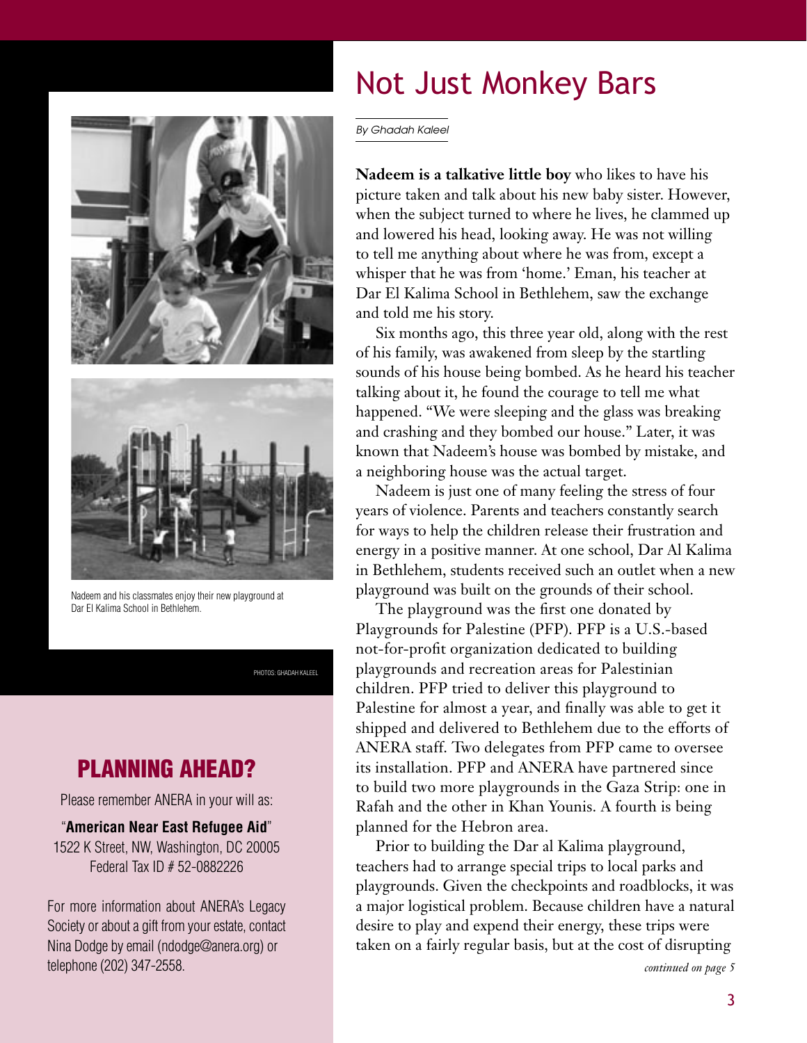# Not Just Monkey Bars

*By Ghadah Kaleel*

**Nadeem is a talkative little boy** who likes to have his picture taken and talk about his new baby sister. However, when the subject turned to where he lives, he clammed up and lowered his head, looking away. He was not willing to tell me anything about where he was from, except a whisper that he was from 'home.' Eman, his teacher at Dar El Kalima School in Bethlehem, saw the exchange and told me his story.

Six months ago, this three year old, along with the rest of his family, was awakened from sleep by the startling sounds of his house being bombed. As he heard his teacher talking about it, he found the courage to tell me what happened. "We were sleeping and the glass was breaking and crashing and they bombed our house." Later, it was known that Nadeem's house was bombed by mistake, and a neighboring house was the actual target.

Nadeem is just one of many feeling the stress of four years of violence. Parents and teachers constantly search for ways to help the children release their frustration and energy in a positive manner. At one school, Dar Al Kalima in Bethlehem, students received such an outlet when a new playground was built on the grounds of their school.

The playground was the first one donated by Playgrounds for Palestine (PFP). PFP is a U.S.-based not-for-profit organization dedicated to building playgrounds and recreation areas for Palestinian children. PFP tried to deliver this playground to Palestine for almost a year, and finally was able to get it shipped and delivered to Bethlehem due to the efforts of ANERA staff. Two delegates from PFP came to oversee its installation. PFP and ANERA have partnered since to build two more playgrounds in the Gaza Strip: one in Rafah and the other in Khan Younis. A fourth is being planned for the Hebron area.

Prior to building the Dar al Kalima playground, teachers had to arrange special trips to local parks and playgrounds. Given the checkpoints and roadblocks, it was a major logistical problem. Because children have a natural desire to play and expend their energy, these trips were taken on a fairly regular basis, but at the cost of disrupting

*continued on page 5*

Nadeem and his classmates enjoy their new playground at Dar El Kalima School in Bethlehem.

PHOTOS: GHADAH KALEEL

## PLANNING AHEAD?

Please remember ANERA in your will as:

"**American Near East Refugee Aid**"
1522 K Street, NW, Washington, DC 20005
Federal Tax ID # 52-0882226

For more information about ANERA's Legacy Society or about a gift from your estate, contact Nina Dodge by email (ndodge@anera.org) or telephone (202) 347-2558.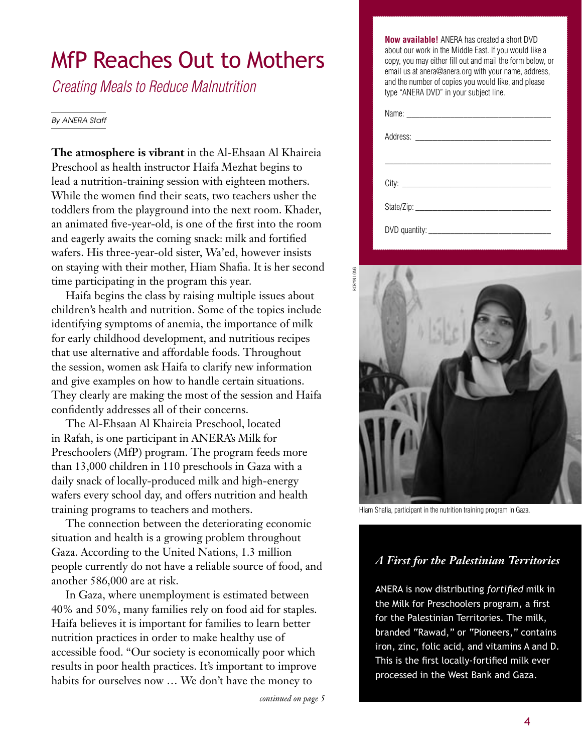# MfP Reaches Out to Mothers

*Creating Meals to Reduce Malnutrition*

*By ANERA Staff*

**The atmosphere is vibrant** in the Al-Ehsaan Al Khaireia Preschool as health instructor Haifa Mezhat begins to lead a nutrition-training session with eighteen mothers. While the women find their seats, two teachers usher the toddlers from the playground into the next room. Khader, an animated five-year-old, is one of the first into the room and eagerly awaits the coming snack: milk and fortified wafers. His three-year-old sister, Wa'ed, however insists on staying with their mother, Hiam Shafia. It is her second time participating in the program this year.

Haifa begins the class by raising multiple issues about children's health and nutrition. Some of the topics include identifying symptoms of anemia, the importance of milk for early childhood development, and nutritious recipes that use alternative and affordable foods. Throughout the session, women ask Haifa to clarify new information and give examples on how to handle certain situations. They clearly are making the most of the session and Haifa confidently addresses all of their concerns.

The Al-Ehsaan Al Khaireia Preschool, located in Rafah, is one participant in ANERA's Milk for Preschoolers (MfP) program. The program feeds more than 13,000 children in 110 preschools in Gaza with a daily snack of locally-produced milk and high-energy wafers every school day, and offers nutrition and health training programs to teachers and mothers.

The connection between the deteriorating economic situation and health is a growing problem throughout Gaza. According to the United Nations, 1.3 million people currently do not have a reliable source of food, and another 586,000 are at risk.

In Gaza, where unemployment is estimated between 40% and 50%, many families rely on food aid for staples. Haifa believes it is important for families to learn better nutrition practices in order to make healthy use of accessible food. "Our society is economically poor which results in poor health practices. It's important to improve habits for ourselves now … We don't have the money to

*continued on page 5*

**Now available!** ANERA has created a short DVD about our work in the Middle East. If you would like a copy, you may either fill out and mail the form below, or email us at anera@anera.org with your name, address, and the number of copies you would like, and please type "ANERA DVD" in your subject line.

Name: ______________________________

Address: ______________________________

______________________________

City: ______________________________

State/Zip: ______________________________

DVD quantity: ______________________________

ROBYN LONG

Hiam Shafia, participant in the nutrition training program in Gaza.

### *A First for the Palestinian Territories*

ANERA is now distributing *fortified* milk in the Milk for Preschoolers program, a first for the Palestinian Territories. The milk, branded "Rawad," or "Pioneers," contains iron, zinc, folic acid, and vitamins A and D. This is the first locally-fortified milk ever processed in the West Bank and Gaza.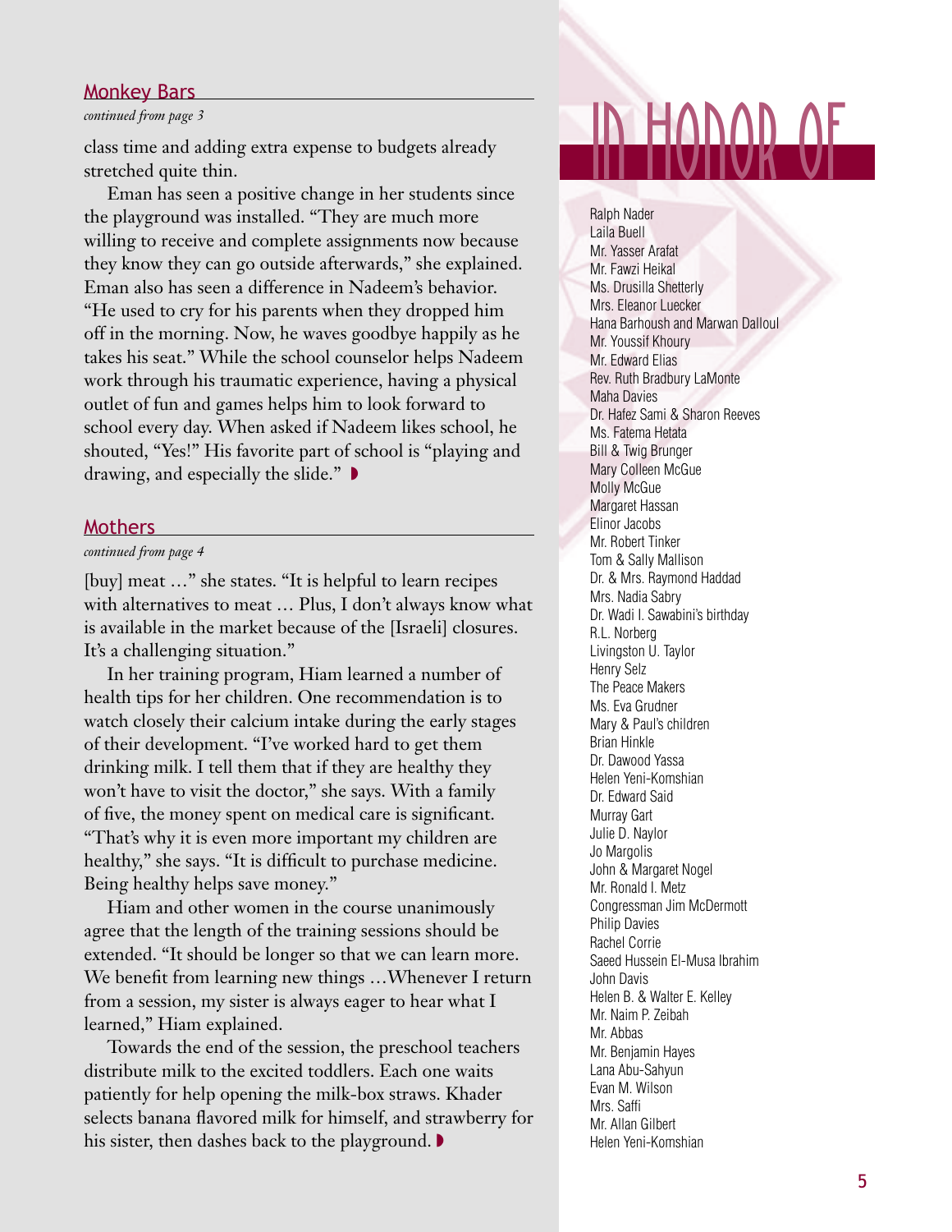## Monkey Bars

*continued from page 3*

class time and adding extra expense to budgets already stretched quite thin.

Eman has seen a positive change in her students since the playground was installed. "They are much more willing to receive and complete assignments now because they know they can go outside afterwards," she explained. Eman also has seen a difference in Nadeem's behavior. "He used to cry for his parents when they dropped him off in the morning. Now, he waves goodbye happily as he takes his seat." While the school counselor helps Nadeem work through his traumatic experience, having a physical outlet of fun and games helps him to look forward to school every day. When asked if Nadeem likes school, he shouted, "Yes!" His favorite part of school is "playing and drawing, and especially the slide."

## Mothers

*continued from page 4*

[buy] meat …" she states. "It is helpful to learn recipes with alternatives to meat … Plus, I don't always know what is available in the market because of the [Israeli] closures. It's a challenging situation."

In her training program, Hiam learned a number of health tips for her children. One recommendation is to watch closely their calcium intake during the early stages of their development. "I've worked hard to get them drinking milk. I tell them that if they are healthy they won't have to visit the doctor," she says. With a family of five, the money spent on medical care is significant. "That's why it is even more important my children are healthy," she says. "It is difficult to purchase medicine. Being healthy helps save money."

Hiam and other women in the course unanimously agree that the length of the training sessions should be extended. "It should be longer so that we can learn more. We benefit from learning new things …Whenever I return from a session, my sister is always eager to hear what I learned," Hiam explained.

Towards the end of the session, the preschool teachers distribute milk to the excited toddlers. Each one waits patiently for help opening the milk-box straws. Khader selects banana flavored milk for himself, and strawberry for his sister, then dashes back to the playground.

# IN HONOR OF

Ralph Nader
Laila Buell
Mr. Yasser Arafat
Mr. Fawzi Heikal
Ms. Drusilla Shetterly
Mrs. Eleanor Luecker
Hana Barhoush and Marwan Dalloul
Mr. Youssif Khoury
Mr. Edward Elias
Rev. Ruth Bradbury LaMonte
Maha Davies
Dr. Hafez Sami & Sharon Reeves
Ms. Fatema Hetata
Bill & Twig Brunger
Mary Colleen McGue
Molly McGue
Margaret Hassan
Elinor Jacobs
Mr. Robert Tinker
Tom & Sally Mallison
Dr. & Mrs. Raymond Haddad
Mrs. Nadia Sabry
Dr. Wadi I. Sawabini's birthday
R.L. Norberg
Livingston U. Taylor
Henry Selz
The Peace Makers
Ms. Eva Grudner
Mary & Paul's children
Brian Hinkle
Dr. Dawood Yassa
Helen Yeni-Komshian
Dr. Edward Said
Murray Gart
Julie D. Naylor
Jo Margolis
John & Margaret Nogel
Mr. Ronald I. Metz
Congressman Jim McDermott
Philip Davies
Rachel Corrie
Saeed Hussein El-Musa Ibrahim
John Davis
Helen B. & Walter E. Kelley
Mr. Naim P. Zeibah
Mr. Abbas
Mr. Benjamin Hayes
Lana Abu-Sahyun
Evan M. Wilson
Mrs. Saffi
Mr. Allan Gilbert
Helen Yeni-Komshian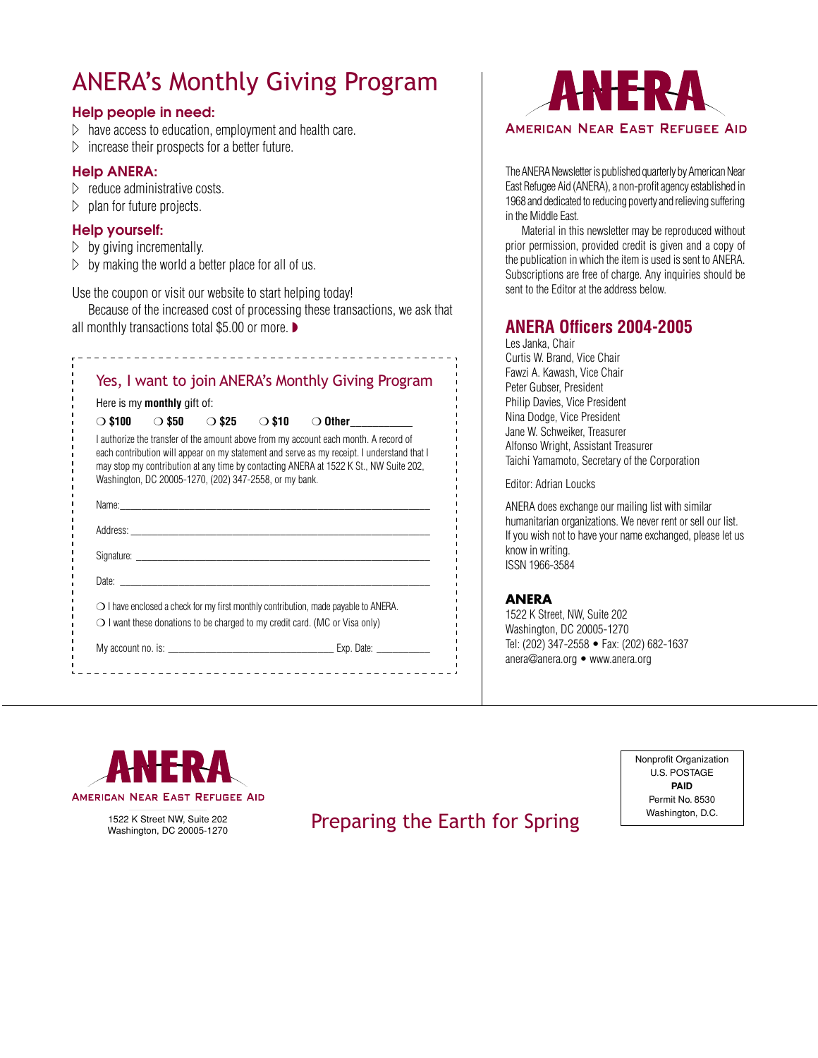# ANERA's Monthly Giving Program

### Help people in need:

- have access to education, employment and health care.
- increase their prospects for a better future.

### Help ANERA:

- reduce administrative costs.
- plan for future projects.

### Help yourself:

- by giving incrementally.
- by making the world a better place for all of us.

Use the coupon or visit our website to start helping today!

Because of the increased cost of processing these transactions, we ask that all monthly transactions total $5.00 or more.

---

## Yes, I want to join ANERA's Monthly Giving Program

Here is my **monthly** gift of:

❍ **$100** ❍ **$50** ❍ **$25** ❍ **$10** ❍ **Other__________**

I authorize the transfer of the amount above from my account each month. A record of each contribution will appear on my statement and serve as my receipt. I understand that I may stop my contribution at any time by contacting ANERA at 1522 K St., NW Suite 202, Washington, DC 20005-1270, (202) 347-2558, or my bank.

Name:____________________________________________

Address: __________________________________________

Signature: ________________________________________

Date: ____________________________________________

❍ I have enclosed a check for my first monthly contribution, made payable to ANERA.

❍ I want these donations to be charged to my credit card. (MC or Visa only)

My account no. is: ______________________________ Exp. Date: __________

---

**ANERA**
AMERICAN NEAR EAST REFUGEE AID

The ANERA Newsletter is published quarterly by American Near East Refugee Aid (ANERA), a non-profit agency established in 1968 and dedicated to reducing poverty and relieving suffering in the Middle East.

Material in this newsletter may be reproduced without prior permission, provided credit is given and a copy of the publication in which the item is used is sent to ANERA. Subscriptions are free of charge. Any inquiries should be sent to the Editor at the address below.

## ANERA Officers 2004-2005

Les Janka, Chair
Curtis W. Brand, Vice Chair
Fawzi A. Kawash, Vice Chair
Peter Gubser, President
Philip Davies, Vice President
Nina Dodge, Vice President
Jane W. Schweiker, Treasurer
Alfonso Wright, Assistant Treasurer
Taichi Yamamoto, Secretary of the Corporation

Editor: Adrian Loucks

ANERA does exchange our mailing list with similar humanitarian organizations. We never rent or sell our list. If you wish not to have your name exchanged, please let us know in writing.
ISSN 1966-3584

### ANERA

1522 K Street, NW, Suite 202
Washington, DC 20005-1270
Tel: (202) 347-2558 • Fax: (202) 682-1637
anera@anera.org • www.anera.org

---

**ANERA**
AMERICAN NEAR EAST REFUGEE AID

1522 K Street NW, Suite 202
Washington, DC 20005-1270

Preparing the Earth for Spring

Nonprofit Organization
U.S. POSTAGE
**PAID**
Permit No. 8530
Washington, D.C.